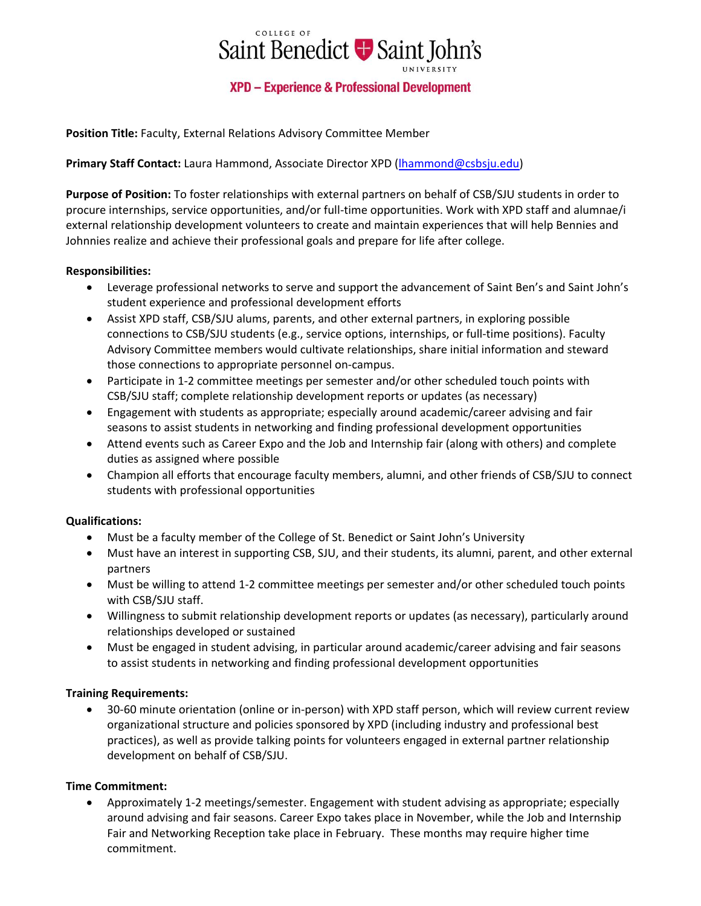College of Saint Benedict | Saint John's University

**XPD – Experience & Professional Development**

**Position Title:** Faculty, External Relations Advisory Committee Member

**Primary Staff Contact:** Laura Hammond, Associate Director XPD (lhammond@csbsju.edu)

**Purpose of Position:** To foster relationships with external partners on behalf of CSB/SJU students in order to procure internships, service opportunities, and/or full-time opportunities. Work with XPD staff and alumnae/i external relationship development volunteers to create and maintain experiences that will help Bennies and Johnnies realize and achieve their professional goals and prepare for life after college.

**Responsibilities:**

- Leverage professional networks to serve and support the advancement of Saint Ben's and Saint John's student experience and professional development efforts
- Assist XPD staff, CSB/SJU alums, parents, and other external partners, in exploring possible connections to CSB/SJU students (e.g., service options, internships, or full-time positions). Faculty Advisory Committee members would cultivate relationships, share initial information and steward those connections to appropriate personnel on-campus.
- Participate in 1-2 committee meetings per semester and/or other scheduled touch points with CSB/SJU staff; complete relationship development reports or updates (as necessary)
- Engagement with students as appropriate; especially around academic/career advising and fair seasons to assist students in networking and finding professional development opportunities
- Attend events such as Career Expo and the Job and Internship fair (along with others) and complete duties as assigned where possible
- Champion all efforts that encourage faculty members, alumni, and other friends of CSB/SJU to connect students with professional opportunities

**Qualifications:**

- Must be a faculty member of the College of St. Benedict or Saint John's University
- Must have an interest in supporting CSB, SJU, and their students, its alumni, parent, and other external partners
- Must be willing to attend 1-2 committee meetings per semester and/or other scheduled touch points with CSB/SJU staff.
- Willingness to submit relationship development reports or updates (as necessary), particularly around relationships developed or sustained
- Must be engaged in student advising, in particular around academic/career advising and fair seasons to assist students in networking and finding professional development opportunities

**Training Requirements:**

- 30-60 minute orientation (online or in-person) with XPD staff person, which will review current review organizational structure and policies sponsored by XPD (including industry and professional best practices), as well as provide talking points for volunteers engaged in external partner relationship development on behalf of CSB/SJU.

**Time Commitment:**

- Approximately 1-2 meetings/semester. Engagement with student advising as appropriate; especially around advising and fair seasons. Career Expo takes place in November, while the Job and Internship Fair and Networking Reception take place in February. These months may require higher time commitment.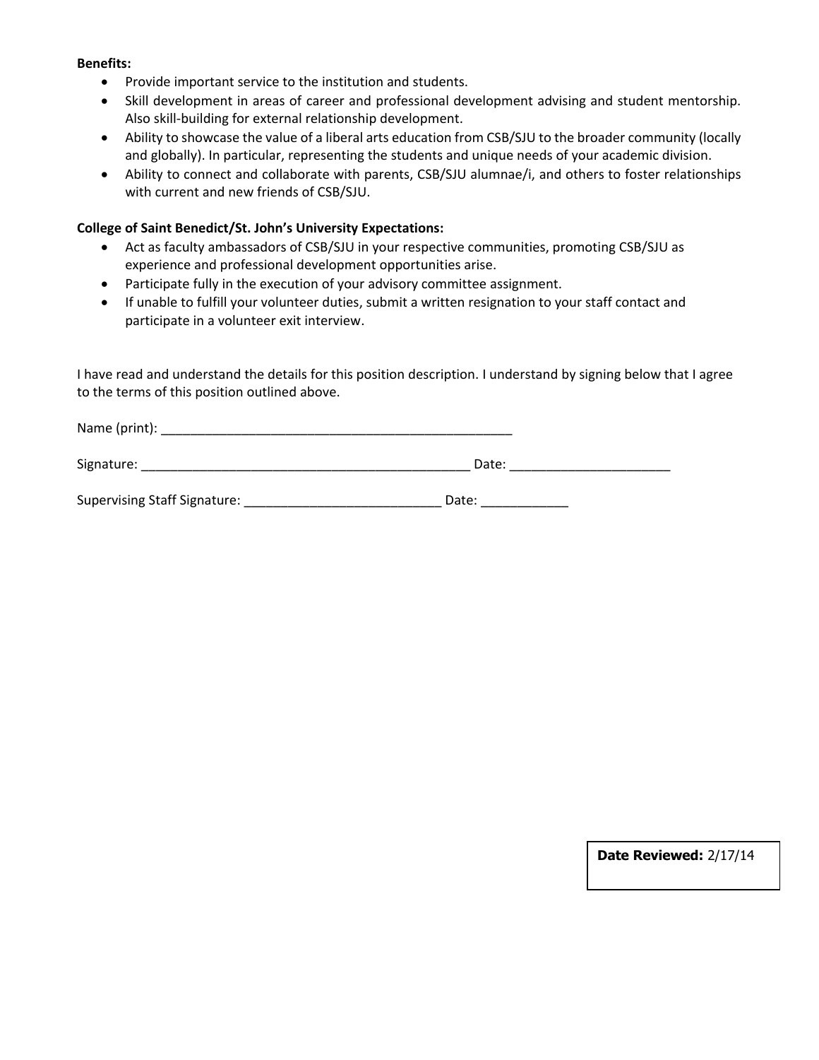**Benefits:**

- Provide important service to the institution and students.
- Skill development in areas of career and professional development advising and student mentorship. Also skill-building for external relationship development.
- Ability to showcase the value of a liberal arts education from CSB/SJU to the broader community (locally and globally). In particular, representing the students and unique needs of your academic division.
- Ability to connect and collaborate with parents, CSB/SJU alumnae/i, and others to foster relationships with current and new friends of CSB/SJU.

**College of Saint Benedict/St. John's University Expectations:**

- Act as faculty ambassadors of CSB/SJU in your respective communities, promoting CSB/SJU as experience and professional development opportunities arise.
- Participate fully in the execution of your advisory committee assignment.
- If unable to fulfill your volunteer duties, submit a written resignation to your staff contact and participate in a volunteer exit interview.

I have read and understand the details for this position description. I understand by signing below that I agree to the terms of this position outlined above.

Name (print): ___________________________________________________

Signature: _______________________________________________ Date: ______________________

Supervising Staff Signature: ___________________________ Date: ____________

**Date Reviewed:** 2/17/14